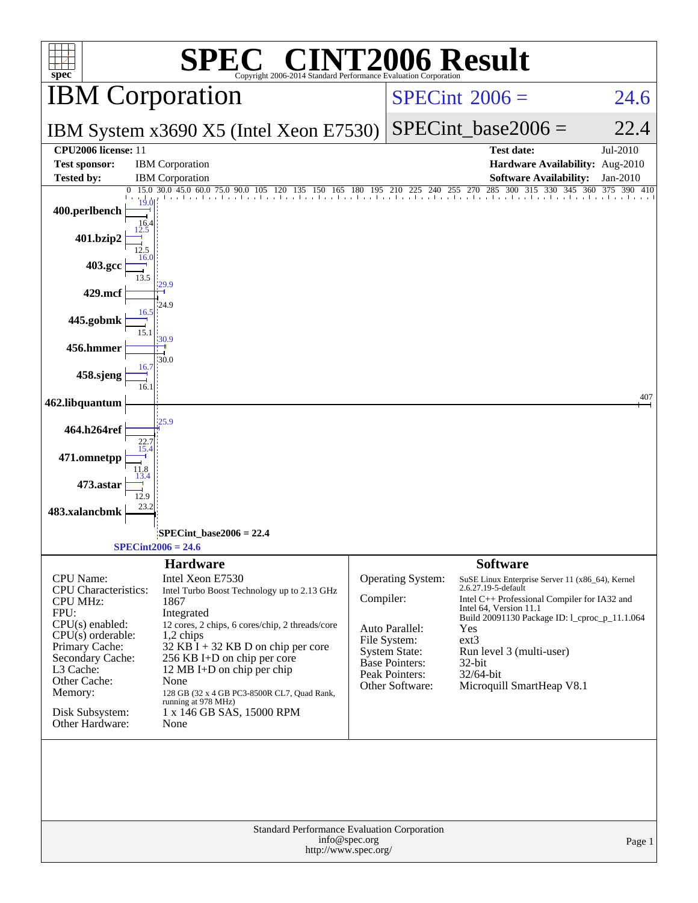# SPEC CINT2006 Result

Copyright 2006-2014 Standard Performance Evaluation Corporation

## IBM Corporation

**SPECint 2006 = 24.6**

## IBM System x3690 X5 (Intel Xeon E7530)

**SPECint_base2006 = 22.4**

| | | | |
|---|---|---|---|
| **CPU2006 license:** | 11 | **Test date:** | Jul-2010 |
| **Test sponsor:** | IBM Corporation | **Hardware Availability:** | Aug-2010 |
| **Tested by:** | IBM Corporation | **Software Availability:** | Jan-2010 |

| Benchmark | Peak | Base |
|---|---|---|
| 400.perlbench | 19.0 | 16.4 |
| 401.bzip2 | 12.5 | 12.5 |
| 403.gcc | 16.0 | 13.5 |
| 429.mcf | 29.9 | 24.9 |
| 445.gobmk | 16.5 | 15.1 |
| 456.hmmer | 30.9 | 30.0 |
| 458.sjeng | 16.7 | 16.1 |
| 462.libquantum | 407 | 407 |
| 464.h264ref | 25.9 | 22.7 |
| 471.omnetpp | 15.4 | 11.8 |
| 473.astar | 13.4 | 12.9 |
| 483.xalancbmk | 23.2 | 23.2 |

SPECint_base2006 = 22.4

SPECint2006 = 24.6

### Hardware

| | |
|---|---|
| CPU Name: | Intel Xeon E7530 |
| CPU Characteristics: | Intel Turbo Boost Technology up to 2.13 GHz |
| CPU MHz: | 1867 |
| FPU: | Integrated |
| CPU(s) enabled: | 12 cores, 2 chips, 6 cores/chip, 2 threads/core |
| CPU(s) orderable: | 1,2 chips |
| Primary Cache: | 32 KB I + 32 KB D on chip per core |
| Secondary Cache: | 256 KB I+D on chip per core |
| L3 Cache: | 12 MB I+D on chip per chip |
| Other Cache: | None |
| Memory: | 128 GB (32 x 4 GB PC3-8500R CL7, Quad Rank, running at 978 MHz) |
| Disk Subsystem: | 1 x 146 GB SAS, 15000 RPM |
| Other Hardware: | None |

### Software

| | |
|---|---|
| Operating System: | SuSE Linux Enterprise Server 11 (x86_64), Kernel 2.6.27.19-5-default |
| Compiler: | Intel C++ Professional Compiler for IA32 and Intel 64, Version 11.1 Build 20091130 Package ID: l_cproc_p_11.1.064 |
| Auto Parallel: | Yes |
| File System: | ext3 |
| System State: | Run level 3 (multi-user) |
| Base Pointers: | 32-bit |
| Peak Pointers: | 32/64-bit |
| Other Software: | Microquill SmartHeap V8.1 |

Standard Performance Evaluation Corporation
info@spec.org
http://www.spec.org/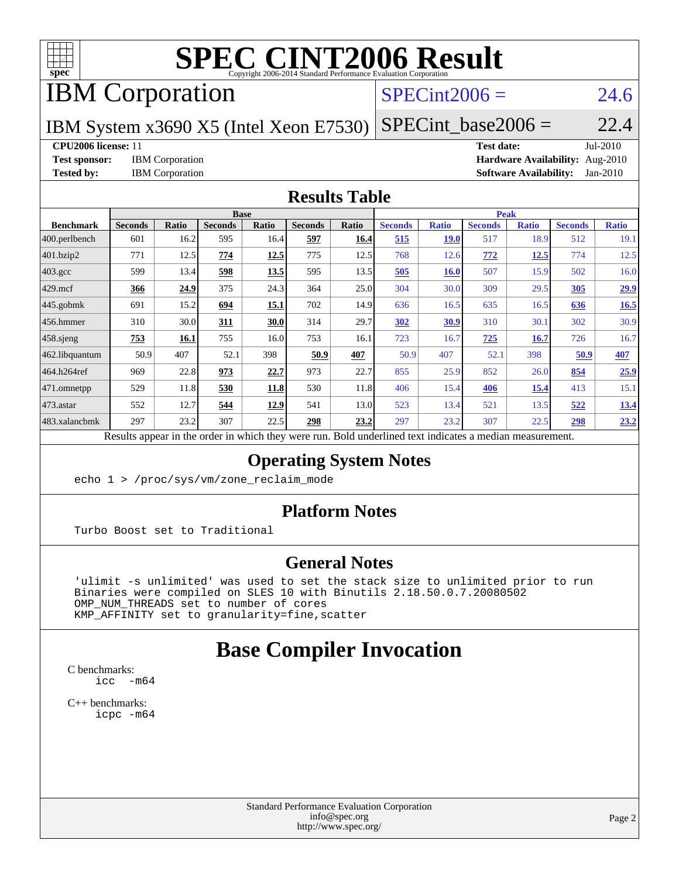# SPEC CINT2006 Result

Copyright 2006-2014 Standard Performance Evaluation Corporation

## IBM Corporation

IBM System x3690 X5 (Intel Xeon E7530)

SPECint2006 = 24.6

SPECint_base2006 = 22.4

**CPU2006 license:** 11
**Test sponsor:** IBM Corporation
**Tested by:** IBM Corporation
**Test date:** Jul-2010
**Hardware Availability:** Aug-2010
**Software Availability:** Jan-2010

## Results Table

| Benchmark | Base | | | | | | Peak | | | | | |
|---|---|---|---|---|---|---|---|---|---|---|---|---|
| | Seconds | Ratio | Seconds | Ratio | Seconds | Ratio | Seconds | Ratio | Seconds | Ratio | Seconds | Ratio |
| 400.perlbench | 601 | 16.2 | 595 | 16.4 | **597** | **16.4** | **515** | **19.0** | 517 | 18.9 | 512 | 19.1 |
| 401.bzip2 | 771 | 12.5 | **774** | **12.5** | 775 | 12.5 | 768 | 12.6 | **772** | **12.5** | 774 | 12.5 |
| 403.gcc | 599 | 13.4 | **598** | **13.5** | 595 | 13.5 | **505** | **16.0** | 507 | 15.9 | 502 | 16.0 |
| 429.mcf | **366** | **24.9** | 375 | 24.3 | 364 | 25.0 | 304 | 30.0 | 309 | 29.5 | **305** | **29.9** |
| 445.gobmk | 691 | 15.2 | **694** | **15.1** | 702 | 14.9 | 636 | 16.5 | 635 | 16.5 | **636** | **16.5** |
| 456.hmmer | 310 | 30.0 | **311** | **30.0** | 314 | 29.7 | **302** | **30.9** | 310 | 30.1 | 302 | 30.9 |
| 458.sjeng | **753** | **16.1** | 755 | 16.0 | 753 | 16.1 | 723 | 16.7 | **725** | **16.7** | 726 | 16.7 |
| 462.libquantum | 50.9 | 407 | 52.1 | 398 | **50.9** | **407** | 50.9 | 407 | 52.1 | 398 | **50.9** | **407** |
| 464.h264ref | 969 | 22.8 | **973** | **22.7** | 973 | 22.7 | 855 | 25.9 | 852 | 26.0 | **854** | **25.9** |
| 471.omnetpp | 529 | 11.8 | **530** | **11.8** | 530 | 11.8 | 406 | 15.4 | **406** | **15.4** | 413 | 15.1 |
| 473.astar | 552 | 12.7 | **544** | **12.9** | 541 | 13.0 | 523 | 13.4 | 521 | 13.5 | **522** | **13.4** |
| 483.xalancbmk | 297 | 23.2 | 307 | 22.5 | **298** | **23.2** | 297 | 23.2 | 307 | 22.5 | **298** | **23.2** |

Results appear in the order in which they were run. Bold underlined text indicates a median measurement.

## Operating System Notes

```
echo 1 > /proc/sys/vm/zone_reclaim_mode
```

## Platform Notes

```
Turbo Boost set to Traditional
```

## General Notes

```
'ulimit -s unlimited' was used to set the stack size to unlimited prior to run
Binaries were compiled on SLES 10 with Binutils 2.18.50.0.7.20080502
OMP_NUM_THREADS set to number of cores
KMP_AFFINITY set to granularity=fine,scatter
```

# Base Compiler Invocation

C benchmarks:
```
icc  -m64
```

C++ benchmarks:
```
icpc -m64
```

Standard Performance Evaluation Corporation
info@spec.org
http://www.spec.org/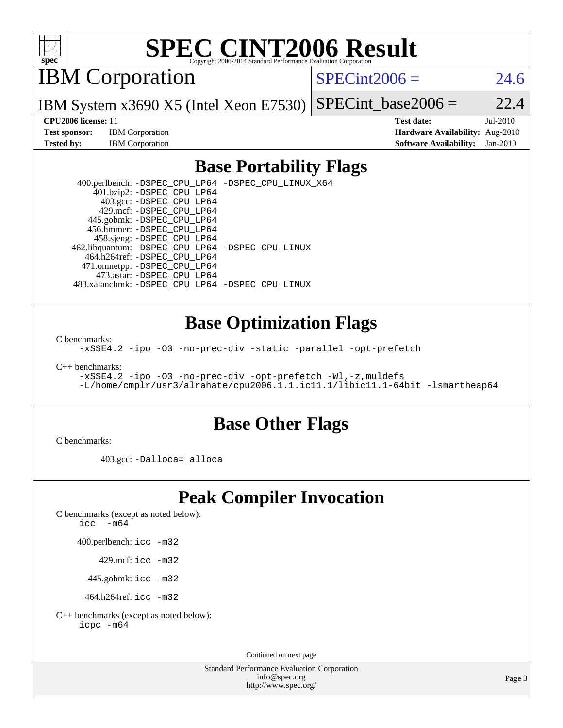# SPEC CINT2006 Result

Copyright 2006-2014 Standard Performance Evaluation Corporation

## IBM Corporation

IBM System x3690 X5 (Intel Xeon E7530)

SPECint2006 = 24.6

SPECint_base2006 = 22.4

**CPU2006 license:** 11
**Test sponsor:** IBM Corporation
**Tested by:** IBM Corporation

**Test date:** Jul-2010
**Hardware Availability:** Aug-2010
**Software Availability:** Jan-2010

## Base Portability Flags

400.perlbench: -DSPEC_CPU_LP64 -DSPEC_CPU_LINUX_X64
401.bzip2: -DSPEC_CPU_LP64
403.gcc: -DSPEC_CPU_LP64
429.mcf: -DSPEC_CPU_LP64
445.gobmk: -DSPEC_CPU_LP64
456.hmmer: -DSPEC_CPU_LP64
458.sjeng: -DSPEC_CPU_LP64
462.libquantum: -DSPEC_CPU_LP64 -DSPEC_CPU_LINUX
464.h264ref: -DSPEC_CPU_LP64
471.omnetpp: -DSPEC_CPU_LP64
473.astar: -DSPEC_CPU_LP64
483.xalancbmk: -DSPEC_CPU_LP64 -DSPEC_CPU_LINUX

## Base Optimization Flags

C benchmarks:

```
-xSSE4.2 -ipo -O3 -no-prec-div -static -parallel -opt-prefetch
```

C++ benchmarks:

```
-xSSE4.2 -ipo -O3 -no-prec-div -opt-prefetch -Wl,-z,muldefs
-L/home/cmplr/usr3/alrahate/cpu2006.1.1.ic11.1/libic11.1-64bit -lsmartheap64
```

## Base Other Flags

C benchmarks:

403.gcc: -Dalloca=_alloca

## Peak Compiler Invocation

C benchmarks (except as noted below):
icc -m64

400.perlbench: icc -m32

429.mcf: icc -m32

445.gobmk: icc -m32

464.h264ref: icc -m32

C++ benchmarks (except as noted below):
icpc -m64

Continued on next page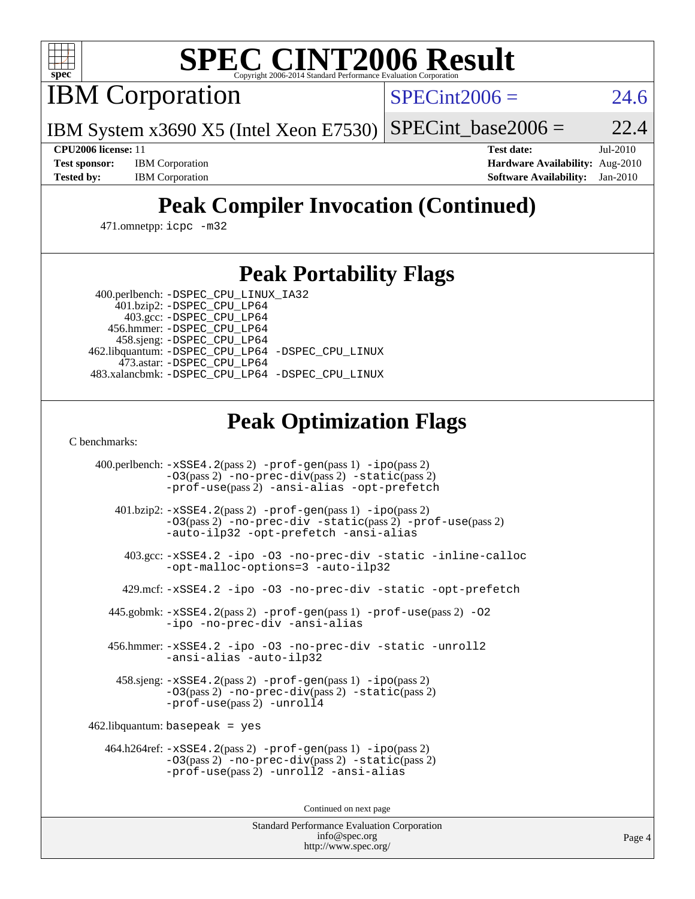# SPEC CINT2006 Result

IBM Corporation

IBM System x3690 X5 (Intel Xeon E7530)

SPECint2006 = 24.6

SPECint_base2006 = 22.4

| | | | |
|---|---|---|---|
| **CPU2006 license:** 11 | | **Test date:** | Jul-2010 |
| **Test sponsor:** | IBM Corporation | **Hardware Availability:** | Aug-2010 |
| **Tested by:** | IBM Corporation | **Software Availability:** | Jan-2010 |

## Peak Compiler Invocation (Continued)

471.omnetpp: icpc -m32

## Peak Portability Flags

400.perlbench: -DSPEC_CPU_LINUX_IA32
401.bzip2: -DSPEC_CPU_LP64
403.gcc: -DSPEC_CPU_LP64
456.hmmer: -DSPEC_CPU_LP64
458.sjeng: -DSPEC_CPU_LP64
462.libquantum: -DSPEC_CPU_LP64 -DSPEC_CPU_LINUX
473.astar: -DSPEC_CPU_LP64
483.xalancbmk: -DSPEC_CPU_LP64 -DSPEC_CPU_LINUX

## Peak Optimization Flags

C benchmarks:

400.perlbench: -xSSE4.2(pass 2) -prof-gen(pass 1) -ipo(pass 2) -O3(pass 2) -no-prec-div(pass 2) -static(pass 2) -prof-use(pass 2) -ansi-alias -opt-prefetch

401.bzip2: -xSSE4.2(pass 2) -prof-gen(pass 1) -ipo(pass 2) -O3(pass 2) -no-prec-div -static(pass 2) -prof-use(pass 2) -auto-ilp32 -opt-prefetch -ansi-alias

403.gcc: -xSSE4.2 -ipo -O3 -no-prec-div -static -inline-calloc -opt-malloc-options=3 -auto-ilp32

429.mcf: -xSSE4.2 -ipo -O3 -no-prec-div -static -opt-prefetch

445.gobmk: -xSSE4.2(pass 2) -prof-gen(pass 1) -prof-use(pass 2) -O2 -ipo -no-prec-div -ansi-alias

456.hmmer: -xSSE4.2 -ipo -O3 -no-prec-div -static -unroll2 -ansi-alias -auto-ilp32

458.sjeng: -xSSE4.2(pass 2) -prof-gen(pass 1) -ipo(pass 2) -O3(pass 2) -no-prec-div(pass 2) -static(pass 2) -prof-use(pass 2) -unroll4

462.libquantum: basepeak = yes

464.h264ref: -xSSE4.2(pass 2) -prof-gen(pass 1) -ipo(pass 2) -O3(pass 2) -no-prec-div(pass 2) -static(pass 2) -prof-use(pass 2) -unroll2 -ansi-alias

Continued on next page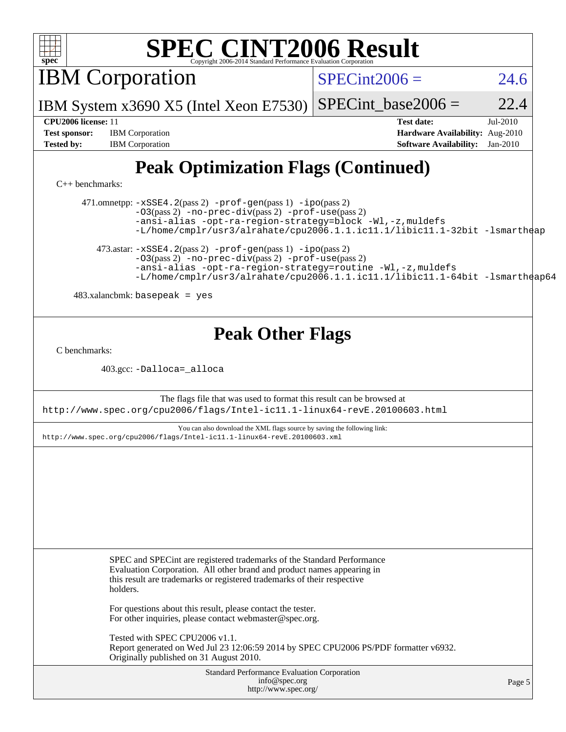# SPEC CINT2006 Result

Copyright 2006-2014 Standard Performance Evaluation Corporation

## IBM Corporation

SPECint2006 = 24.6

IBM System x3690 X5 (Intel Xeon E7530)

SPECint_base2006 = 22.4

**CPU2006 license:** 11
**Test sponsor:** IBM Corporation
**Tested by:** IBM Corporation
**Test date:** Jul-2010
**Hardware Availability:** Aug-2010
**Software Availability:** Jan-2010

## Peak Optimization Flags (Continued)

C++ benchmarks:

471.omnetpp: `-xSSE4.2`(pass 2) `-prof-gen`(pass 1) `-ipo`(pass 2) `-O3`(pass 2) `-no-prec-div`(pass 2) `-prof-use`(pass 2) `-ansi-alias` `-opt-ra-region-strategy=block` `-Wl,-z,muldefs` `-L/home/cmplr/usr3/alrahate/cpu2006.1.1.ic11.1/libic11.1-32bit` `-lsmartheap`

473.astar: `-xSSE4.2`(pass 2) `-prof-gen`(pass 1) `-ipo`(pass 2) `-O3`(pass 2) `-no-prec-div`(pass 2) `-prof-use`(pass 2) `-ansi-alias` `-opt-ra-region-strategy=routine` `-Wl,-z,muldefs` `-L/home/cmplr/usr3/alrahate/cpu2006.1.1.ic11.1/libic11.1-64bit` `-lsmartheap64`

483.xalancbmk: `basepeak = yes`

## Peak Other Flags

C benchmarks:

403.gcc: `-Dalloca=_alloca`

The flags file that was used to format this result can be browsed at
http://www.spec.org/cpu2006/flags/Intel-ic11.1-linux64-revE.20100603.html

You can also download the XML flags source by saving the following link:
http://www.spec.org/cpu2006/flags/Intel-ic11.1-linux64-revE.20100603.xml

SPEC and SPECint are registered trademarks of the Standard Performance Evaluation Corporation. All other brand and product names appearing in this result are trademarks or registered trademarks of their respective holders.

For questions about this result, please contact the tester.
For other inquiries, please contact webmaster@spec.org.

Tested with SPEC CPU2006 v1.1.
Report generated on Wed Jul 23 12:06:59 2014 by SPEC CPU2006 PS/PDF formatter v6932.
Originally published on 31 August 2010.

Standard Performance Evaluation Corporation
info@spec.org
http://www.spec.org/